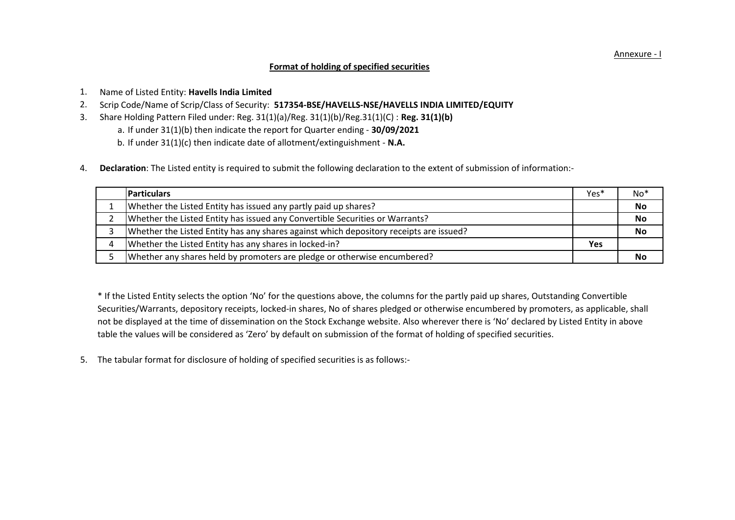Annexure - I

## Format of holding of specified securities

1. Name of Listed Entity: **Havells India Limited**
2. Scrip Code/Name of Scrip/Class of Security: **517354-BSE/HAVELLS-NSE/HAVELLS INDIA LIMITED/EQUITY**
3. Share Holding Pattern Filed under: Reg. 31(1)(a)/Reg. 31(1)(b)/Reg.31(1)(C) : **Reg. 31(1)(b)**
   a. If under 31(1)(b) then indicate the report for Quarter ending - **30/09/2021**
   b. If under 31(1)(c) then indicate date of allotment/extinguishment - **N.A.**
4. **Declaration**: The Listed entity is required to submit the following declaration to the extent of submission of information:-

| | **Particulars** | Yes* | No* |
|---|---|---|---|
| 1 | Whether the Listed Entity has issued any partly paid up shares? | | **No** |
| 2 | Whether the Listed Entity has issued any Convertible Securities or Warrants? | | **No** |
| 3 | Whether the Listed Entity has any shares against which depository receipts are issued? | | **No** |
| 4 | Whether the Listed Entity has any shares in locked-in? | **Yes** | |
| 5 | Whether any shares held by promoters are pledge or otherwise encumbered? | | **No** |

* If the Listed Entity selects the option 'No' for the questions above, the columns for the partly paid up shares, Outstanding Convertible Securities/Warrants, depository receipts, locked-in shares, No of shares pledged or otherwise encumbered by promoters, as applicable, shall not be displayed at the time of dissemination on the Stock Exchange website. Also wherever there is 'No' declared by Listed Entity in above table the values will be considered as 'Zero' by default on submission of the format of holding of specified securities.

5. The tabular format for disclosure of holding of specified securities is as follows:-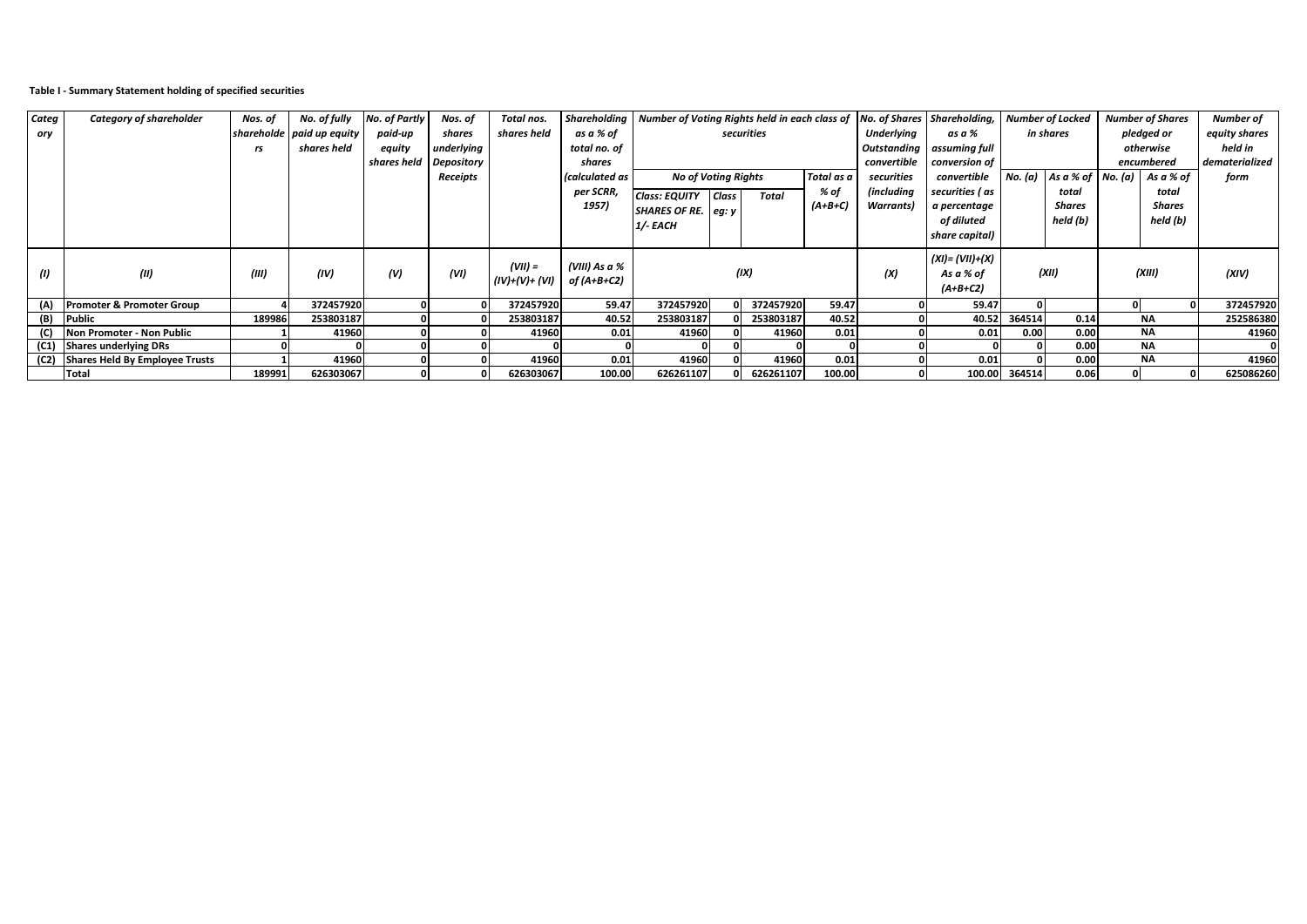**Table I - Summary Statement holding of specified securities**

| Category | Category of shareholder | Nos. of shareholders | No. of fully paid up equity shares held | No. of Partly paid-up equity shares held | Nos. of shares underlying Depository Receipts | Total nos. shares held | Shareholding as a % of total no. of shares (calculated as per SCRR, 1957) | Number of Voting Rights held in each class of securities | | | | No. of Shares Underlying Outstanding convertible securities (including Warrants) | Shareholding, as a % assuming full conversion of convertible securities ( as a percentage of diluted share capital) | Number of Locked in shares | | Number of Shares pledged or otherwise encumbered | | Number of equity shares held in dematerialized form |
|---|---|---|---|---|---|---|---|---|---|---|---|---|---|---|---|---|---|---|
| | | | | | | | | No of Voting Rights | | | Total as a % of (A+B+C) | | | No. (a) | As a % of total Shares held (b) | No. (a) | As a % of total Shares held (b) | |
| | | | | | | | | Class: EQUITY SHARES OF RE. 1/- EACH | Class eg: y | Total | | | | | | | | |
| (I) | (II) | (III) | (IV) | (V) | (VI) | (VII) = (IV)+(V)+ (VI) | (VIII) As a % of (A+B+C2) | (IX) | | | | (X) | (XI)= (VII)+(X) As a % of (A+B+C2) | (XII) | | (XIII) | | (XIV) |
| (A) | Promoter & Promoter Group | 4 | 372457920 | 0 | 0 | 372457920 | 59.47 | 372457920 | 0 | 372457920 | 59.47 | 0 | 59.47 | 0 | | 0 | 0 | 372457920 |
| (B) | Public | 189986 | 253803187 | 0 | 0 | 253803187 | 40.52 | 253803187 | 0 | 253803187 | 40.52 | 0 | 40.52 | 364514 | 0.14 | NA | | 252586380 |
| (C) | Non Promoter - Non Public | 1 | 41960 | 0 | 0 | 41960 | 0.01 | 41960 | 0 | 41960 | 0.01 | 0 | 0.01 | 0.00 | 0.00 | NA | | 41960 |
| (C1) | Shares underlying DRs | 0 | 0 | 0 | 0 | 0 | | 0 | 0 | 0 | 0 | 0 | 0 | 0 | 0.00 | NA | | 0 |
| (C2) | Shares Held By Employee Trusts | 1 | 41960 | 0 | 0 | 41960 | 0.01 | 41960 | 0 | 41960 | 0.01 | 0 | 0.01 | 0 | 0.00 | NA | | 41960 |
| | Total | 189991 | 626303067 | 0 | 0 | 626303067 | 100.00 | 626261107 | 0 | 626261107 | 100.00 | 0 | 100.00 | 364514 | 0.06 | 0 | 0 | 625086260 |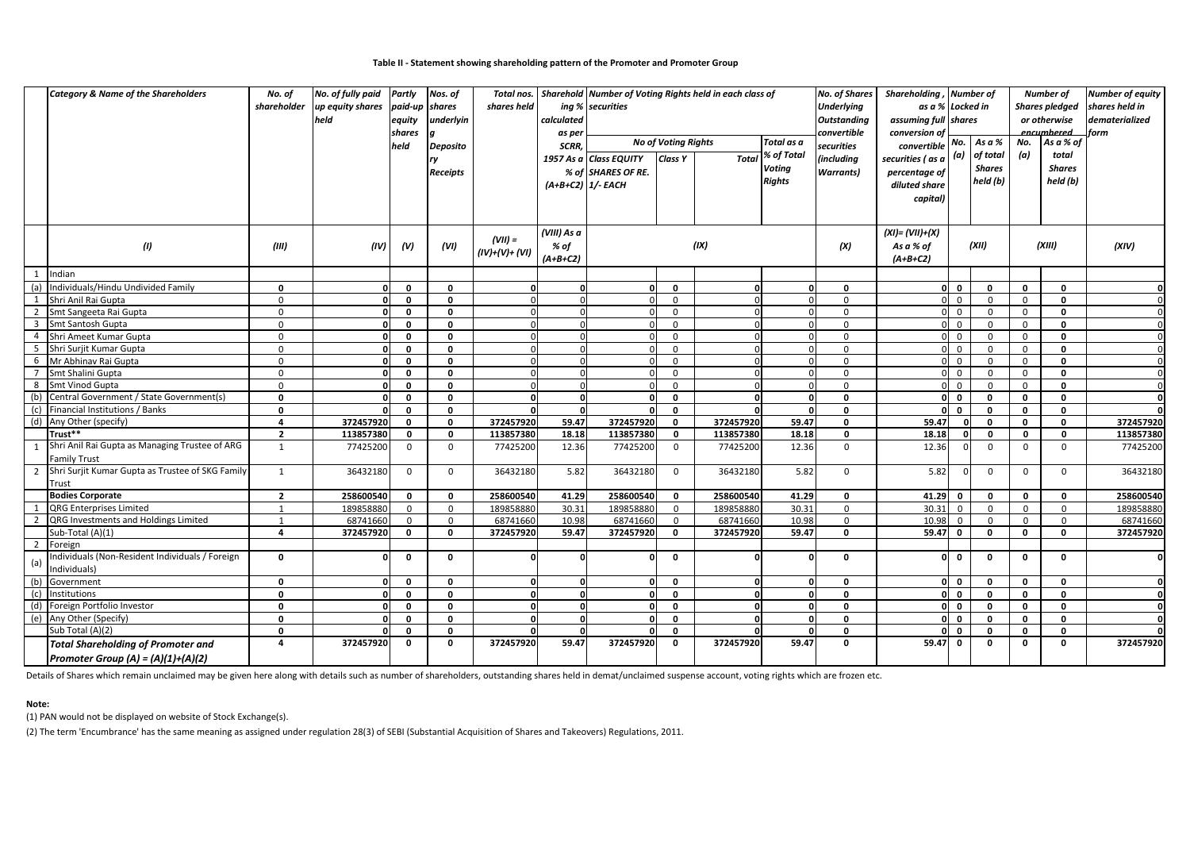**Table II - Statement showing shareholding pattern of the Promoter and Promoter Group**

| | Category & Name of the Shareholders | No. of shareholder | No. of fully paid up equity shares held | Partly paid-up equity shares held | Nos. of shares underlying Depository Receipts | Total nos. shares held | Shareholding % calculated as per SCRR, 1957 As a % of (A+B+C2) | Number of Voting Rights held in each class of securities | | | | No. of Shares Underlying Outstanding convertible securities (including Warrants) | Shareholding , as a % assuming full conversion of convertible securities ( as a percentage of diluted share capital) | Number of Locked in shares | | Number of Shares pledged or otherwise encumbered | | Number of equity shares held in dematerialized form |
|---|---|---|---|---|---|---|---|---|---|---|---|---|---|---|---|---|---|---|
| | | | | | | | | No of Voting Rights | | | Total as a % of Total Voting Rights | | | No. (a) | As a % of total Shares held (b) | No. (a) | As a % of total Shares held (b) | |
| | | | | | | | | Class EQUITY SHARES OF RE. 1/- EACH | Class Y | Total | | | | | | | | |
| | (I) | (III) | (IV) | (V) | (VI) | (VII) = (IV)+(V)+ (VI) | (VIII) As a % of (A+B+C2) | (IX) | | | | (X) | (XI)= (VII)+(X) As a % of (A+B+C2) | (XII) | | (XIII) | | (XIV) |
| 1 | Indian | | | | | | | | | | | | | | | | | |
| (a) | Individuals/Hindu Undivided Family | 0 | 0 | 0 | 0 | 0 | 0 | 0 | 0 | 0 | 0 | 0 | 0 | 0 | 0 | 0 | 0 | 0 |
| 1 | Shri Anil Rai Gupta | 0 | 0 | 0 | 0 | 0 | 0 | 0 | 0 | 0 | 0 | 0 | 0 | 0 | 0 | 0 | 0 | 0 |
| 2 | Smt Sangeeta Rai Gupta | 0 | 0 | 0 | 0 | 0 | 0 | 0 | 0 | 0 | 0 | 0 | 0 | 0 | 0 | 0 | 0 | 0 |
| 3 | Smt Santosh Gupta | 0 | 0 | 0 | 0 | 0 | 0 | 0 | 0 | 0 | 0 | 0 | 0 | 0 | 0 | 0 | 0 | 0 |
| 4 | Shri Ameet Kumar Gupta | 0 | 0 | 0 | 0 | 0 | 0 | 0 | 0 | 0 | 0 | 0 | 0 | 0 | 0 | 0 | 0 | 0 |
| 5 | Shri Surjit Kumar Gupta | 0 | 0 | 0 | 0 | 0 | 0 | 0 | 0 | 0 | 0 | 0 | 0 | 0 | 0 | 0 | 0 | 0 |
| 6 | Mr Abhinav Rai Gupta | 0 | 0 | 0 | 0 | 0 | 0 | 0 | 0 | 0 | 0 | 0 | 0 | 0 | 0 | 0 | 0 | 0 |
| 7 | Smt Shalini Gupta | 0 | 0 | 0 | 0 | 0 | 0 | 0 | 0 | 0 | 0 | 0 | 0 | 0 | 0 | 0 | 0 | 0 |
| 8 | Smt Vinod Gupta | 0 | 0 | 0 | 0 | 0 | 0 | 0 | 0 | 0 | 0 | 0 | 0 | 0 | 0 | 0 | 0 | 0 |
| (b) | Central Government / State Government(s) | 0 | 0 | 0 | 0 | 0 | 0 | 0 | 0 | 0 | 0 | 0 | 0 | 0 | 0 | 0 | 0 | 0 |
| (c) | Financial Institutions / Banks | 0 | 0 | 0 | 0 | 0 | 0 | 0 | 0 | 0 | 0 | 0 | 0 | 0 | 0 | 0 | 0 | 0 |
| (d) | Any Other (specify) | 4 | 372457920 | 0 | 0 | 372457920 | 59.47 | 372457920 | 0 | 372457920 | 59.47 | 0 | 59.47 | 0 | 0 | 0 | 0 | 372457920 |
| | Trust** | 2 | 113857380 | 0 | 0 | 113857380 | 18.18 | 113857380 | 0 | 113857380 | 18.18 | 0 | 18.18 | 0 | 0 | 0 | 0 | 113857380 |
| 1 | Shri Anil Rai Gupta as Managing Trustee of ARG Family Trust | 1 | 77425200 | 0 | 0 | 77425200 | 12.36 | 77425200 | 0 | 77425200 | 12.36 | 0 | 12.36 | 0 | 0 | 0 | 0 | 77425200 |
| 2 | Shri Surjit Kumar Gupta as Trustee of SKG Family Trust | 1 | 36432180 | 0 | 0 | 36432180 | 5.82 | 36432180 | 0 | 36432180 | 5.82 | 0 | 5.82 | 0 | 0 | 0 | 0 | 36432180 |
| | Bodies Corporate | 2 | 258600540 | 0 | 0 | 258600540 | 41.29 | 258600540 | 0 | 258600540 | 41.29 | 0 | 41.29 | 0 | 0 | 0 | 0 | 258600540 |
| 1 | QRG Enterprises Limited | 1 | 189858880 | 0 | 0 | 189858880 | 30.31 | 189858880 | 0 | 189858880 | 30.31 | 0 | 30.31 | 0 | 0 | 0 | 0 | 189858880 |
| 2 | QRG Investments and Holdings Limited | 1 | 68741660 | 0 | 0 | 68741660 | 10.98 | 68741660 | 0 | 68741660 | 10.98 | 0 | 10.98 | 0 | 0 | 0 | 0 | 68741660 |
| | Sub-Total (A)(1) | 4 | 372457920 | 0 | 0 | 372457920 | 59.47 | 372457920 | 0 | 372457920 | 59.47 | 0 | 59.47 | 0 | 0 | 0 | 0 | 372457920 |
| 2 | Foreign | | | | | | | | | | | | | | | | | |
| (a) | Individuals (Non-Resident Individuals / Foreign Individuals) | 0 | 0 | 0 | 0 | 0 | 0 | 0 | 0 | 0 | 0 | 0 | 0 | 0 | 0 | 0 | 0 | 0 |
| (b) | Government | 0 | 0 | 0 | 0 | 0 | 0 | 0 | 0 | 0 | 0 | 0 | 0 | 0 | 0 | 0 | 0 | 0 |
| (c) | Institutions | 0 | 0 | 0 | 0 | 0 | 0 | 0 | 0 | 0 | 0 | 0 | 0 | 0 | 0 | 0 | 0 | 0 |
| (d) | Foreign Portfolio Investor | 0 | 0 | 0 | 0 | 0 | 0 | 0 | 0 | 0 | 0 | 0 | 0 | 0 | 0 | 0 | 0 | 0 |
| (e) | Any Other (Specify) | 0 | 0 | 0 | 0 | 0 | 0 | 0 | 0 | 0 | 0 | 0 | 0 | 0 | 0 | 0 | 0 | 0 |
| | Sub Total (A)(2) | 0 | 0 | 0 | 0 | 0 | 0 | 0 | 0 | 0 | 0 | 0 | 0 | 0 | 0 | 0 | 0 | 0 |
| | Total Shareholding of Promoter and Promoter Group (A) = (A)(1)+(A)(2) | 4 | 372457920 | 0 | 0 | 372457920 | 59.47 | 372457920 | 0 | 372457920 | 59.47 | 0 | 59.47 | 0 | 0 | 0 | 0 | 372457920 |

Details of Shares which remain unclaimed may be given here along with details such as number of shareholders, outstanding shares held in demat/unclaimed suspense account, voting rights which are frozen etc.

**Note:**

(1) PAN would not be displayed on website of Stock Exchange(s).

(2) The term 'Encumbrance' has the same meaning as assigned under regulation 28(3) of SEBI (Substantial Acquisition of Shares and Takeovers) Regulations, 2011.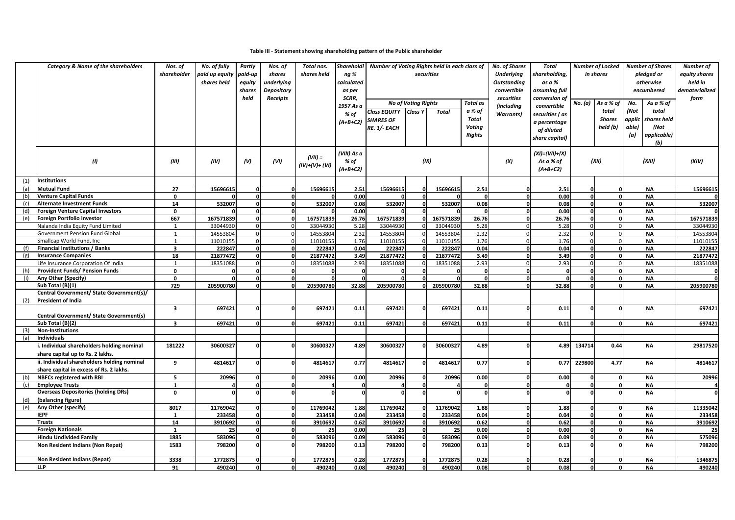**Table III - Statement showing shareholding pattern of the Public shareholder**

| | Category & Name of the shareholders | Nos. of shareholder | No. of fully paid up equity shares held | Partly paid-up equity shares held | Nos. of shares underlying Depository Receipts | Total nos. shares held | Shareholding % calculated as per SCRR, 1957 As a % of (A+B+C2) | Number of Voting Rights held in each class of securities | | | | No. of Shares Underlying Outstanding convertible securities (including Warrants) | Total shareholding, as a % assuming full conversion of convertible securities ( as a percentage of diluted share capital) | Number of Locked in shares | | Number of Shares pledged or otherwise encumbered | | Number of equity shares held in dematerialized form |
|---|---|---|---|---|---|---|---|---|---|---|---|---|---|---|---|---|---|---|
| | | | | | | | | No of Voting Rights | | | Total as a % of Total Voting Rights | | | No. (a) | As a % of total Shares held (b) | No. (Not applicable) (a) | As a % of total shares held (Not applicable) (b) | |
| | | | | | | | | Class EQUITY SHARES OF RE. 1/- EACH | Class Y | Total | | | | | | | | |
| | (I) | (III) | (IV) | (V) | (VI) | (VII) = (IV)+(V)+ (VI) | (VIII) As a % of (A+B+C2) | (IX) | | | | (X) | (XI)=(VII)+(X) As a % of (A+B+C2) | (XII) | | (XIII) | | (XIV) |
| (1) | **Institutions** | | | | | | | | | | | | | | | | | |
| (a) | **Mutual Fund** | 27 | 15696615 | 0 | 0 | 15696615 | 2.51 | 15696615 | 0 | 15696615 | 2.51 | 0 | 2.51 | 0 | 0 | | NA | 15696615 |
| (b) | **Venture Capital Funds** | 0 | 0 | 0 | 0 | 0 | 0.00 | 0 | 0 | 0 | 0 | 0 | 0.00 | 0 | 0 | | NA | 0 |
| (c) | **Alternate Investment Funds** | 14 | 532007 | 0 | 0 | 532007 | 0.08 | 532007 | 0 | 532007 | 0.08 | 0 | 0.08 | 0 | 0 | | NA | 532007 |
| (d) | **Foreign Venture Capital Investors** | 0 | 0 | 0 | 0 | 0 | 0.00 | 0 | 0 | 0 | 0 | 0 | 0.00 | 0 | 0 | | NA | 0 |
| (e) | **Foreign Portfolio Investor** | 667 | 167571839 | 0 | 0 | 167571839 | 26.76 | 167571839 | 0 | 167571839 | 26.76 | 0 | 26.76 | 0 | 0 | | NA | 167571839 |
| | Nalanda India Equity Fund Limited | 1 | 33044930 | 0 | 0 | 33044930 | 5.28 | 33044930 | 0 | 33044930 | 5.28 | 0 | 5.28 | 0 | 0 | | NA | 33044930 |
| | Government Pension Fund Global | 1 | 14553804 | 0 | 0 | 14553804 | 2.32 | 14553804 | 0 | 14553804 | 2.32 | 0 | 2.32 | 0 | 0 | | NA | 14553804 |
| | Smallcap World Fund, Inc | 1 | 11010155 | 0 | 0 | 11010155 | 1.76 | 11010155 | 0 | 11010155 | 1.76 | 0 | 1.76 | 0 | 0 | | NA | 11010155 |
| (f) | **Financial Institutions / Banks** | 3 | 222847 | 0 | 0 | 222847 | 0.04 | 222847 | 0 | 222847 | 0.04 | 0 | 0.04 | 0 | 0 | | NA | 222847 |
| (g) | **Insurance Companies** | 18 | 21877472 | 0 | 0 | 21877472 | 3.49 | 21877472 | 0 | 21877472 | 3.49 | 0 | 3.49 | 0 | 0 | | NA | 21877472 |
| | Life Insurance Corporation Of India | 1 | 18351088 | 0 | 0 | 18351088 | 2.93 | 18351088 | 0 | 18351088 | 2.93 | 0 | 2.93 | 0 | 0 | | NA | 18351088 |
| (h) | **Provident Funds/ Pension Funds** | 0 | 0 | 0 | 0 | 0 | 0 | 0 | 0 | 0 | 0 | 0 | 0 | 0 | 0 | | NA | 0 |
| (i) | **Any Other (Specify)** | 0 | 0 | 0 | 0 | 0 | 0 | 0 | 0 | 0 | 0 | 0 | 0 | 0 | 0 | | NA | 0 |
| | **Sub Total (B)(1)** | 729 | 205900780 | 0 | 0 | 205900780 | 32.88 | 205900780 | 0 | 205900780 | 32.88 | 0 | 32.88 | 0 | 0 | | NA | 205900780 |
| (2) | **Central Government/ State Government(s)/ President of India** | | | | | | | | | | | | | | | | | |
| | **Central Government/ State Government(s)** | 3 | 697421 | 0 | 0 | 697421 | 0.11 | 697421 | 0 | 697421 | 0.11 | 0 | 0.11 | 0 | 0 | | NA | 697421 |
| | **Sub Total (B)(2)** | 3 | 697421 | 0 | 0 | 697421 | 0.11 | 697421 | 0 | 697421 | 0.11 | 0 | 0.11 | 0 | 0 | | NA | 697421 |
| (3) | **Non-Institutions** | | | | | | | | | | | | | | | | | |
| (a) | **Individuals** | | | | | | | | | | | | | | | | | |
| | **i. Individual shareholders holding nominal share capital up to Rs. 2 lakhs.** | 181222 | 30600327 | 0 | 0 | 30600327 | 4.89 | 30600327 | 0 | 30600327 | 4.89 | 0 | 4.89 | 134714 | 0.44 | | NA | 29817520 |
| | **ii. Individual shareholders holding nominal share capital in excess of Rs. 2 lakhs.** | 9 | 4814617 | 0 | 0 | 4814617 | 0.77 | 4814617 | 0 | 4814617 | 0.77 | 0 | 0.77 | 229800 | 4.77 | | NA | 4814617 |
| (b) | **NBFCs registered with RBI** | 5 | 20996 | 0 | 0 | 20996 | 0.00 | 20996 | 0 | 20996 | 0.00 | 0 | 0.00 | 0 | 0 | | NA | 20996 |
| (c) | **Employee Trusts** | 1 | 4 | 0 | 0 | 4 | 0 | 4 | 0 | 4 | 0 | 0 | 0 | 0 | 0 | | NA | 4 |
| (d) | **Overseas Depositories (holding DRs) (balancing figure)** | 0 | 0 | 0 | 0 | 0 | 0 | 0 | 0 | 0 | 0 | 0 | 0 | 0 | 0 | | NA | 0 |
| (e) | **Any Other (specify)** | 8017 | 11769042 | 0 | 0 | 11769042 | 1.88 | 11769042 | 0 | 11769042 | 1.88 | 0 | 1.88 | 0 | 0 | | NA | 11335042 |
| | **IEPF** | 1 | 233458 | 0 | 0 | 233458 | 0.04 | 233458 | 0 | 233458 | 0.04 | 0 | 0.04 | 0 | 0 | | NA | 233458 |
| | **Trusts** | 14 | 3910692 | 0 | 0 | 3910692 | 0.62 | 3910692 | 0 | 3910692 | 0.62 | 0 | 0.62 | 0 | 0 | | NA | 3910692 |
| | **Foreign Nationals** | 1 | 25 | 0 | 0 | 25 | 0.00 | 25 | 0 | 25 | 0.00 | 0 | 0.00 | 0 | 0 | | NA | 25 |
| | **Hindu Undivided Family** | 1885 | 583096 | 0 | 0 | 583096 | 0.09 | 583096 | 0 | 583096 | 0.09 | 0 | 0.09 | 0 | 0 | | NA | 575096 |
| | **Non Resident Indians (Non Repat)** | 1583 | 798200 | 0 | 0 | 798200 | 0.13 | 798200 | 0 | 798200 | 0.13 | 0 | 0.13 | 0 | 0 | | NA | 798200 |
| | **Non Resident Indians (Repat)** | 3338 | 1772875 | 0 | 0 | 1772875 | 0.28 | 1772875 | 0 | 1772875 | 0.28 | 0 | 0.28 | 0 | 0 | | NA | 1346875 |
| | **LLP** | 91 | 490240 | 0 | 0 | 490240 | 0.08 | 490240 | 0 | 490240 | 0.08 | 0 | 0.08 | 0 | 0 | | NA | 490240 |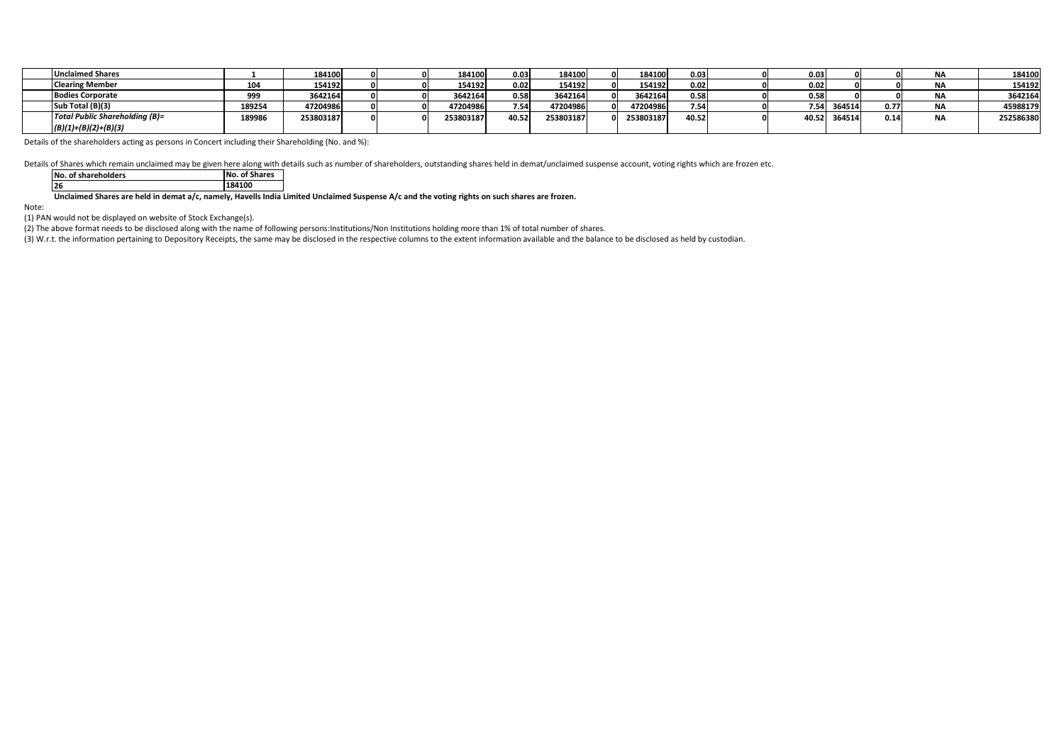|  | Unclaimed Shares | 1 | 184100 | 0 | 0 | 184100 | 0.03 | 184100 | 0 | 184100 | 0.03 | 0 | 0.03 | 0 | 0 | NA | 184100 |
|---|---|---|---|---|---|---|---|---|---|---|---|---|---|---|---|---|---|
|  | Clearing Member | 104 | 154192 | 0 | 0 | 154192 | 0.02 | 154192 | 0 | 154192 | 0.02 | 0 | 0.02 | 0 | 0 | NA | 154192 |
|  | Bodies Corporate | 999 | 3642164 | 0 | 0 | 3642164 | 0.58 | 3642164 | 0 | 3642164 | 0.58 | 0 | 0.58 | 0 | 0 | NA | 3642164 |
|  | Sub Total (B)(3) | 189254 | 47204986 | 0 | 0 | 47204986 | 7.54 | 47204986 | 0 | 47204986 | 7.54 | 0 | 7.54 | 364514 | 0.77 | NA | 45988179 |
|  | *Total Public Shareholding (B)= (B)(1)+(B)(2)+(B)(3)* | 189986 | 253803187 | 0 | 0 | 253803187 | 40.52 | 253803187 | 0 | 253803187 | 40.52 | 0 | 40.52 | 364514 | 0.14 | NA | 252586380 |

Details of the shareholders acting as persons in Concert including their Shareholding (No. and %):

Details of Shares which remain unclaimed may be given here along with details such as number of shareholders, outstanding shares held in demat/unclaimed suspense account, voting rights which are frozen etc.

| No. of shareholders | No. of Shares |
|---|---|
| 26 | 184100 |

**Unclaimed Shares are held in demat a/c, namely, Havells India Limited Unclaimed Suspense A/c and the voting rights on such shares are frozen.**

Note:

(1) PAN would not be displayed on website of Stock Exchange(s).

(2) The above format needs to be disclosed along with the name of following persons:Institutions/Non Institutions holding more than 1% of total number of shares.

(3) W.r.t. the information pertaining to Depository Receipts, the same may be disclosed in the respective columns to the extent information available and the balance to be disclosed as held by custodian.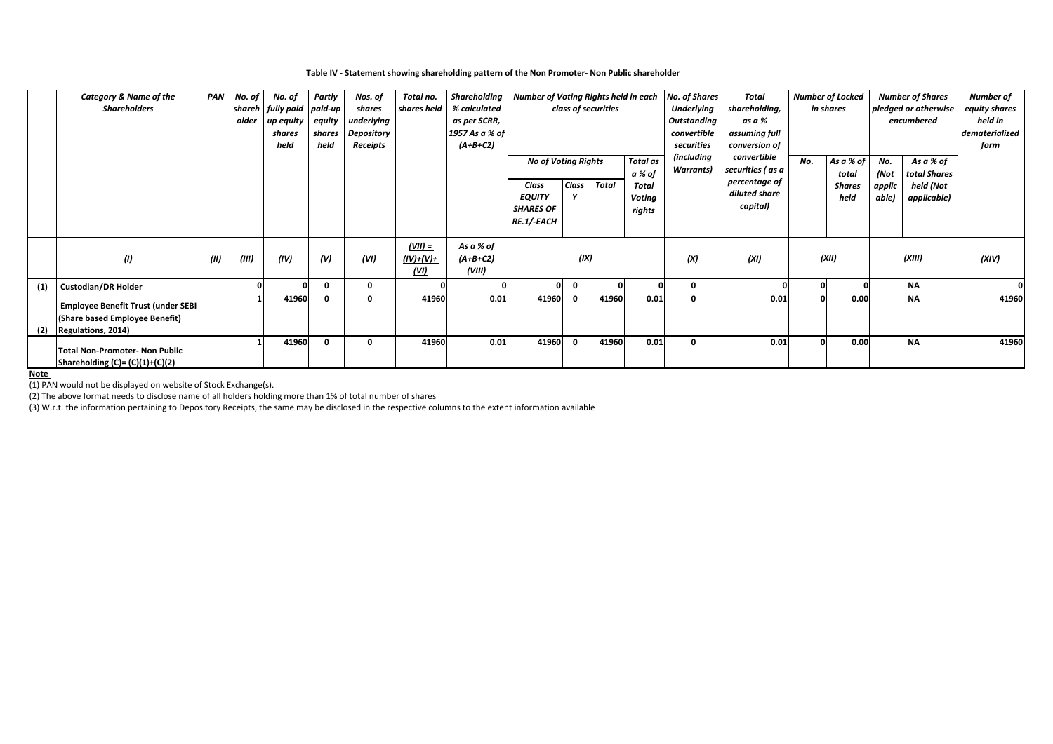**Table IV - Statement showing shareholding pattern of the Non Promoter- Non Public shareholder**

| | *Category & Name of the Shareholders* | *PAN* | *No. of shareholder* | *No. of fully paid up equity shares held* | *Partly paid-up equity shares held* | *Nos. of shares underlying Depository Receipts* | *Total no. shares held* | *Shareholding % calculated as per SCRR, 1957 As a % of (A+B+C2)* | *Number of Voting Rights held in each class of securities* | | | | *No. of Shares Underlying Outstanding convertible securities (including Warrants)* | *Total shareholding, as a % assuming full conversion of convertible securities ( as a percentage of diluted share capital)* | *Number of Locked in shares* | | *Number of Shares pledged or otherwise encumbered* | | *Number of equity shares held in dematerialized form* |
|---|---|---|---|---|---|---|---|---|---|---|---|---|---|---|---|---|---|---|---|
| | | | | | | | | | *No of Voting Rights* | | | *Total as a % of Total Voting rights* | | | *No.* | *As a % of total Shares held* | *No. (Not applicable)* | *As a % of total Shares held (Not applicable)* | |
| | | | | | | | | | *Class EQUITY SHARES OF RE.1/-EACH* | *Class Y* | *Total* | | | | | | | | |
| | *(I)* | *(II)* | *(III)* | *(IV)* | *(V)* | *(VI)* | *(VII) = (IV)+(V)+ (VI)* | *As a % of (A+B+C2) (VIII)* | *(IX)* | | | | *(X)* | *(XI)* | *(XII)* | | *(XIII)* | | *(XIV)* |
| (1) | **Custodian/DR Holder** | | 0 | 0 | 0 | 0 | 0 | 0 | 0 | 0 | 0 | 0 | 0 | 0 | 0 | 0 | NA | | 0 |
| (2) | **Employee Benefit Trust (under SEBI (Share based Employee Benefit) Regulations, 2014)** | | 1 | 41960 | 0 | 0 | 41960 | 0.01 | 41960 | 0 | 41960 | 0.01 | 0 | 0.01 | 0 | 0.00 | NA | | 41960 |
| | **Total Non-Promoter- Non Public Shareholding (C)= (C)(1)+(C)(2)** | | 1 | 41960 | 0 | 0 | 41960 | 0.01 | 41960 | 0 | 41960 | 0.01 | 0 | 0.01 | 0 | 0.00 | NA | | 41960 |

**Note**

(1) PAN would not be displayed on website of Stock Exchange(s).

(2) The above format needs to disclose name of all holders holding more than 1% of total number of shares

(3) W.r.t. the information pertaining to Depository Receipts, the same may be disclosed in the respective columns to the extent information available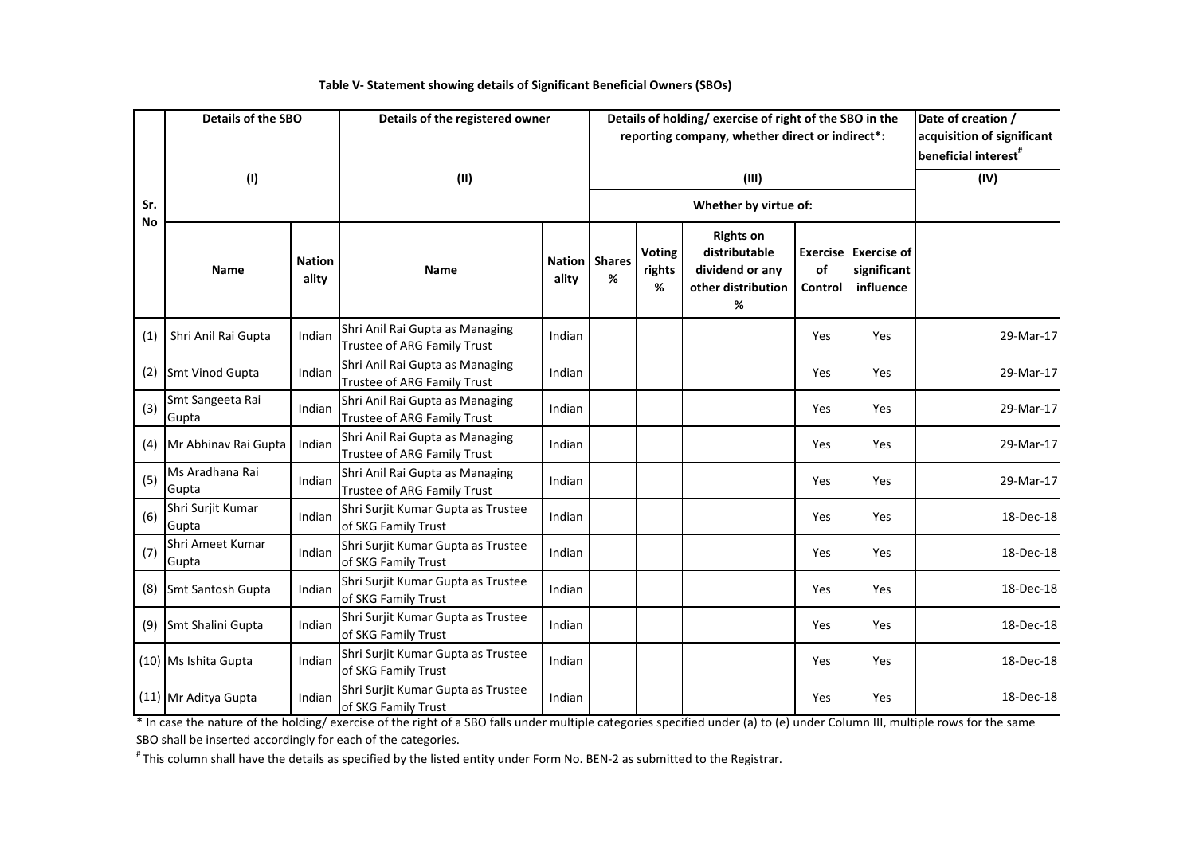**Table V- Statement showing details of Significant Beneficial Owners (SBOs)**

| Sr. No | Details of the SBO (I) | | Details of the registered owner (II) | | Details of holding/ exercise of right of the SBO in the reporting company, whether direct or indirect*: (III) Whether by virtue of: | | | | | Date of creation / acquisition of significant beneficial interest[#] (IV) |
|---|---|---|---|---|---|---|---|---|---|---|
| | Name | Nationality | Name | Nationality | Shares % | Voting rights % | Rights on distributable dividend or any other distribution % | Exercise of Control | Exercise of significant influence | |
| (1) | Shri Anil Rai Gupta | Indian | Shri Anil Rai Gupta as Managing Trustee of ARG Family Trust | Indian | | | | Yes | Yes | 29-Mar-17 |
| (2) | Smt Vinod Gupta | Indian | Shri Anil Rai Gupta as Managing Trustee of ARG Family Trust | Indian | | | | Yes | Yes | 29-Mar-17 |
| (3) | Smt Sangeeta Rai Gupta | Indian | Shri Anil Rai Gupta as Managing Trustee of ARG Family Trust | Indian | | | | Yes | Yes | 29-Mar-17 |
| (4) | Mr Abhinav Rai Gupta | Indian | Shri Anil Rai Gupta as Managing Trustee of ARG Family Trust | Indian | | | | Yes | Yes | 29-Mar-17 |
| (5) | Ms Aradhana Rai Gupta | Indian | Shri Anil Rai Gupta as Managing Trustee of ARG Family Trust | Indian | | | | Yes | Yes | 29-Mar-17 |
| (6) | Shri Surjit Kumar Gupta | Indian | Shri Surjit Kumar Gupta as Trustee of SKG Family Trust | Indian | | | | Yes | Yes | 18-Dec-18 |
| (7) | Shri Ameet Kumar Gupta | Indian | Shri Surjit Kumar Gupta as Trustee of SKG Family Trust | Indian | | | | Yes | Yes | 18-Dec-18 |
| (8) | Smt Santosh Gupta | Indian | Shri Surjit Kumar Gupta as Trustee of SKG Family Trust | Indian | | | | Yes | Yes | 18-Dec-18 |
| (9) | Smt Shalini Gupta | Indian | Shri Surjit Kumar Gupta as Trustee of SKG Family Trust | Indian | | | | Yes | Yes | 18-Dec-18 |
| (10) | Ms Ishita Gupta | Indian | Shri Surjit Kumar Gupta as Trustee of SKG Family Trust | Indian | | | | Yes | Yes | 18-Dec-18 |
| (11) | Mr Aditya Gupta | Indian | Shri Surjit Kumar Gupta as Trustee of SKG Family Trust | Indian | | | | Yes | Yes | 18-Dec-18 |

* In case the nature of the holding/ exercise of the right of a SBO falls under multiple categories specified under (a) to (e) under Column III, multiple rows for the same SBO shall be inserted accordingly for each of the categories.

[#] This column shall have the details as specified by the listed entity under Form No. BEN-2 as submitted to the Registrar.